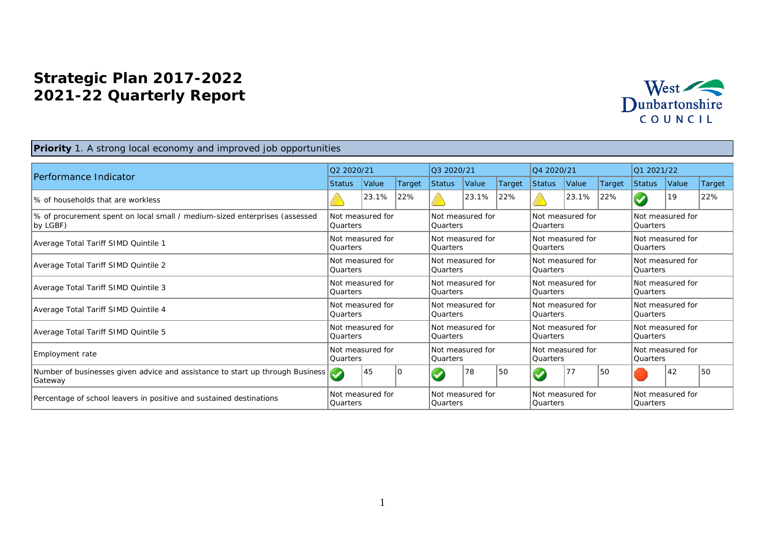# Strategic Plan 2017-2022
# 2021-22 Quarterly Report

West Dunbartonshire COUNCIL

**Priority** 1. A strong local economy and improved job opportunities

| Performance Indicator | Q2 2020/21 | | | Q3 2020/21 | | | Q4 2020/21 | | | Q1 2021/22 | | |
|---|---|---|---|---|---|---|---|---|---|---|---|---|
| | Status | Value | Target | Status | Value | Target | Status | Value | Target | Status | Value | Target |
| % of households that are workless | Warning | 23.1% | 22% | Warning | 23.1% | 22% | Warning | 23.1% | 22% | OK | 19 | 22% |
| % of procurement spent on local small / medium-sized enterprises (assessed by LGBF) | Not measured for Quarters | | | Not measured for Quarters | | | Not measured for Quarters | | | Not measured for Quarters | | |
| Average Total Tariff SIMD Quintile 1 | Not measured for Quarters | | | Not measured for Quarters | | | Not measured for Quarters | | | Not measured for Quarters | | |
| Average Total Tariff SIMD Quintile 2 | Not measured for Quarters | | | Not measured for Quarters | | | Not measured for Quarters | | | Not measured for Quarters | | |
| Average Total Tariff SIMD Quintile 3 | Not measured for Quarters | | | Not measured for Quarters | | | Not measured for Quarters | | | Not measured for Quarters | | |
| Average Total Tariff SIMD Quintile 4 | Not measured for Quarters | | | Not measured for Quarters | | | Not measured for Quarters | | | Not measured for Quarters | | |
| Average Total Tariff SIMD Quintile 5 | Not measured for Quarters | | | Not measured for Quarters | | | Not measured for Quarters | | | Not measured for Quarters | | |
| Employment rate | Not measured for Quarters | | | Not measured for Quarters | | | Not measured for Quarters | | | Not measured for Quarters | | |
| Number of businesses given advice and assistance to start up through Business Gateway | OK | 45 | 0 | OK | 78 | 50 | OK | 77 | 50 | Alert | 42 | 50 |
| Percentage of school leavers in positive and sustained destinations | Not measured for Quarters | | | Not measured for Quarters | | | Not measured for Quarters | | | Not measured for Quarters | | |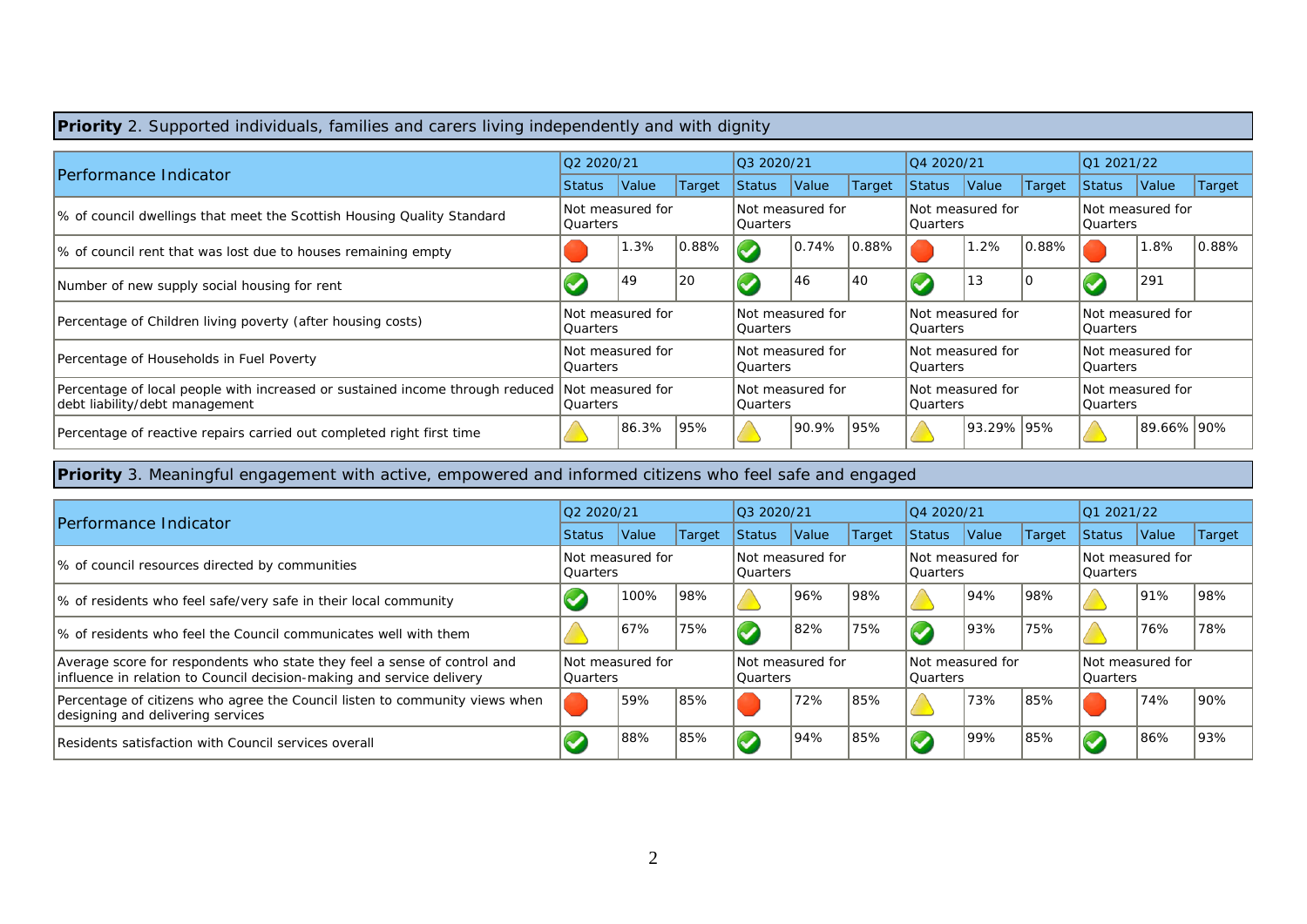**Priority** 2. Supported individuals, families and carers living independently and with dignity

| Performance Indicator | Q2 2020/21 | | | Q3 2020/21 | | | Q4 2020/21 | | | Q1 2021/22 | | |
|---|---|---|---|---|---|---|---|---|---|---|---|---|
| | Status | Value | Target | Status | Value | Target | Status | Value | Target | Status | Value | Target |
| % of council dwellings that meet the Scottish Housing Quality Standard | Not measured for Quarters | | | Not measured for Quarters | | | Not measured for Quarters | | | Not measured for Quarters | | |
| % of council rent that was lost due to houses remaining empty | Red | 1.3% | 0.88% | Green | 0.74% | 0.88% | Red | 1.2% | 0.88% | Red | 1.8% | 0.88% |
| Number of new supply social housing for rent | Green | 49 | 20 | Green | 46 | 40 | Green | 13 | 0 | Green | 291 | |
| Percentage of Children living poverty (after housing costs) | Not measured for Quarters | | | Not measured for Quarters | | | Not measured for Quarters | | | Not measured for Quarters | | |
| Percentage of Households in Fuel Poverty | Not measured for Quarters | | | Not measured for Quarters | | | Not measured for Quarters | | | Not measured for Quarters | | |
| Percentage of local people with increased or sustained income through reduced debt liability/debt management | Not measured for Quarters | | | Not measured for Quarters | | | Not measured for Quarters | | | Not measured for Quarters | | |
| Percentage of reactive repairs carried out completed right first time | Amber | 86.3% | 95% | Amber | 90.9% | 95% | Amber | 93.29% | 95% | Amber | 89.66% | 90% |

**Priority** 3. Meaningful engagement with active, empowered and informed citizens who feel safe and engaged

| Performance Indicator | Q2 2020/21 | | | Q3 2020/21 | | | Q4 2020/21 | | | Q1 2021/22 | | |
|---|---|---|---|---|---|---|---|---|---|---|---|---|
| | Status | Value | Target | Status | Value | Target | Status | Value | Target | Status | Value | Target |
| % of council resources directed by communities | Not measured for Quarters | | | Not measured for Quarters | | | Not measured for Quarters | | | Not measured for Quarters | | |
| % of residents who feel safe/very safe in their local community | Green | 100% | 98% | Amber | 96% | 98% | Amber | 94% | 98% | Amber | 91% | 98% |
| % of residents who feel the Council communicates well with them | Amber | 67% | 75% | Green | 82% | 75% | Green | 93% | 75% | Amber | 76% | 78% |
| Average score for respondents who state they feel a sense of control and influence in relation to Council decision-making and service delivery | Not measured for Quarters | | | Not measured for Quarters | | | Not measured for Quarters | | | Not measured for Quarters | | |
| Percentage of citizens who agree the Council listen to community views when designing and delivering services | Red | 59% | 85% | Red | 72% | 85% | Amber | 73% | 85% | Red | 74% | 90% |
| Residents satisfaction with Council services overall | Green | 88% | 85% | Green | 94% | 85% | Green | 99% | 85% | Green | 86% | 93% |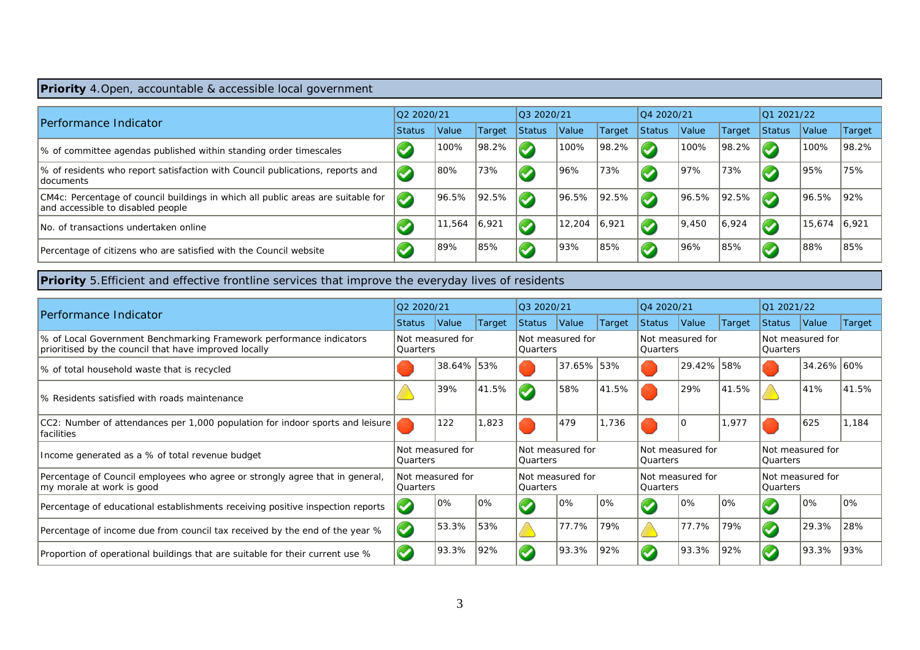**Priority** 4.Open, accountable & accessible local government

| Performance Indicator | Q2 2020/21 | | | Q3 2020/21 | | | Q4 2020/21 | | | Q1 2021/22 | | |
|---|---|---|---|---|---|---|---|---|---|---|---|---|
| | Status | Value | Target | Status | Value | Target | Status | Value | Target | Status | Value | Target |
| % of committee agendas published within standing order timescales | ✔ | 100% | 98.2% | ✔ | 100% | 98.2% | ✔ | 100% | 98.2% | ✔ | 100% | 98.2% |
| % of residents who report satisfaction with Council publications, reports and documents | ✔ | 80% | 73% | ✔ | 96% | 73% | ✔ | 97% | 73% | ✔ | 95% | 75% |
| CM4c: Percentage of council buildings in which all public areas are suitable for and accessible to disabled people | ✔ | 96.5% | 92.5% | ✔ | 96.5% | 92.5% | ✔ | 96.5% | 92.5% | ✔ | 96.5% | 92% |
| No. of transactions undertaken online | ✔ | 11,564 | 6,921 | ✔ | 12,204 | 6,921 | ✔ | 9,450 | 6,924 | ✔ | 15,674 | 6,921 |
| Percentage of citizens who are satisfied with the Council website | ✔ | 89% | 85% | ✔ | 93% | 85% | ✔ | 96% | 85% | ✔ | 88% | 85% |

**Priority** 5.Efficient and effective frontline services that improve the everyday lives of residents

| Performance Indicator | Q2 2020/21 | | | Q3 2020/21 | | | Q4 2020/21 | | | Q1 2021/22 | | |
|---|---|---|---|---|---|---|---|---|---|---|---|---|
| | Status | Value | Target | Status | Value | Target | Status | Value | Target | Status | Value | Target |
| % of Local Government Benchmarking Framework performance indicators prioritised by the council that have improved locally | Not measured for Quarters | | | Not measured for Quarters | | | Not measured for Quarters | | | Not measured for Quarters | | |
| % of total household waste that is recycled | 🔴 | 38.64% | 53% | 🔴 | 37.65% | 53% | 🔴 | 29.42% | 58% | 🔴 | 34.26% | 60% |
| % Residents satisfied with roads maintenance | ⚠ | 39% | 41.5% | ✔ | 58% | 41.5% | 🔴 | 29% | 41.5% | ⚠ | 41% | 41.5% |
| CC2: Number of attendances per 1,000 population for indoor sports and leisure facilities | 🔴 | 122 | 1,823 | 🔴 | 479 | 1,736 | 🔴 | 0 | 1,977 | 🔴 | 625 | 1,184 |
| Income generated as a % of total revenue budget | Not measured for Quarters | | | Not measured for Quarters | | | Not measured for Quarters | | | Not measured for Quarters | | |
| Percentage of Council employees who agree or strongly agree that in general, my morale at work is good | Not measured for Quarters | | | Not measured for Quarters | | | Not measured for Quarters | | | Not measured for Quarters | | |
| Percentage of educational establishments receiving positive inspection reports | ✔ | 0% | 0% | ✔ | 0% | 0% | ✔ | 0% | 0% | ✔ | 0% | 0% |
| Percentage of income due from council tax received by the end of the year % | ✔ | 53.3% | 53% | ⚠ | 77.7% | 79% | ⚠ | 77.7% | 79% | ✔ | 29.3% | 28% |
| Proportion of operational buildings that are suitable for their current use % | ✔ | 93.3% | 92% | ✔ | 93.3% | 92% | ✔ | 93.3% | 92% | ✔ | 93.3% | 93% |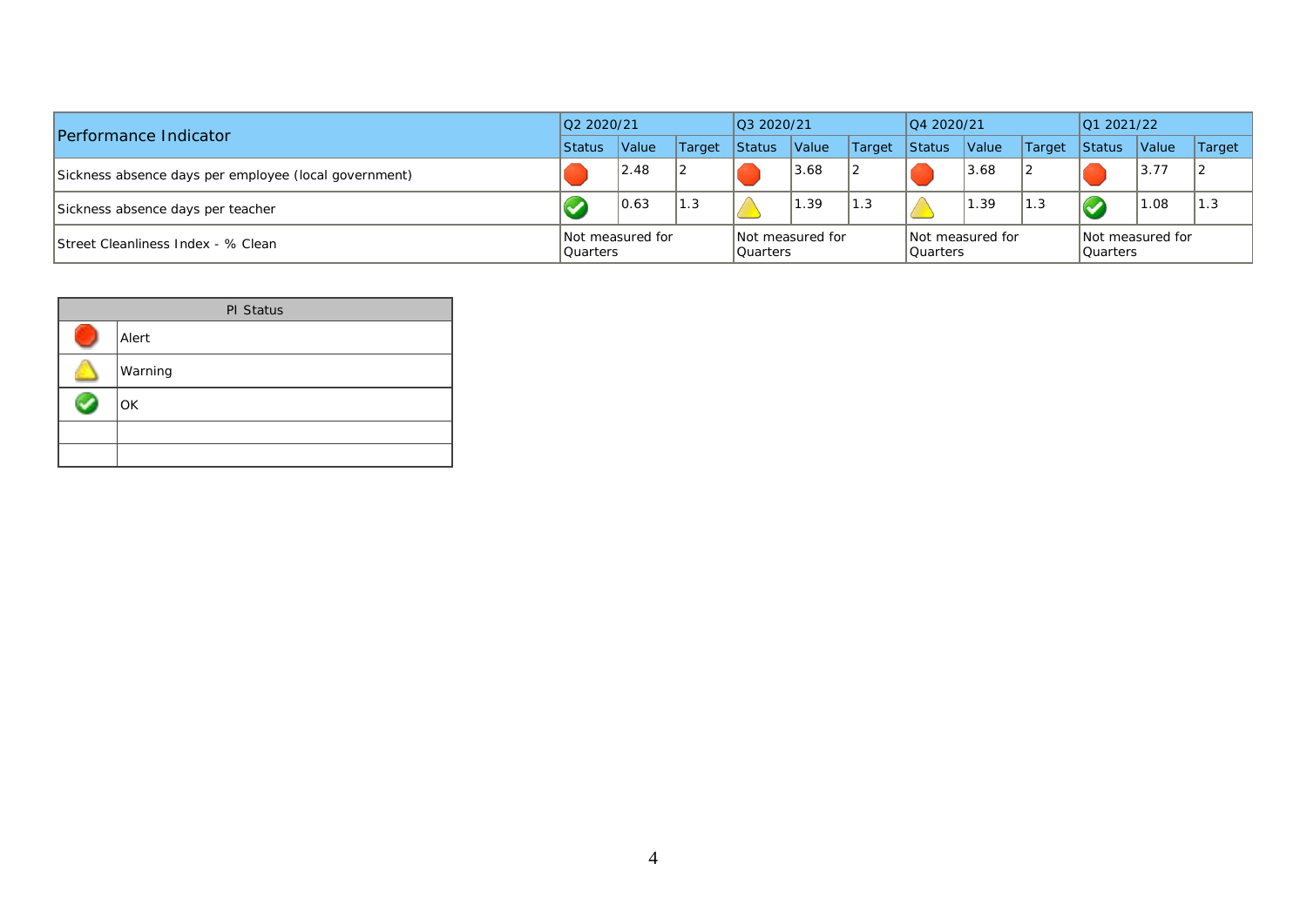| Performance Indicator | Q2 2020/21 | | | Q3 2020/21 | | | Q4 2020/21 | | | Q1 2021/22 | | |
|---|---|---|---|---|---|---|---|---|---|---|---|---|
| | Status | Value | Target | Status | Value | Target | Status | Value | Target | Status | Value | Target |
| Sickness absence days per employee (local government) | Alert | 2.48 | 2 | Alert | 3.68 | 2 | Alert | 3.68 | 2 | Alert | 3.77 | 2 |
| Sickness absence days per teacher | OK | 0.63 | 1.3 | Warning | 1.39 | 1.3 | Warning | 1.39 | 1.3 | OK | 1.08 | 1.3 |
| Street Cleanliness Index - % Clean | Not measured for Quarters | | | Not measured for Quarters | | | Not measured for Quarters | | | Not measured for Quarters | | |

| PI Status | |
|---|---|
| Alert | Alert |
| Warning | Warning |
| OK | OK |
| | |
| | |